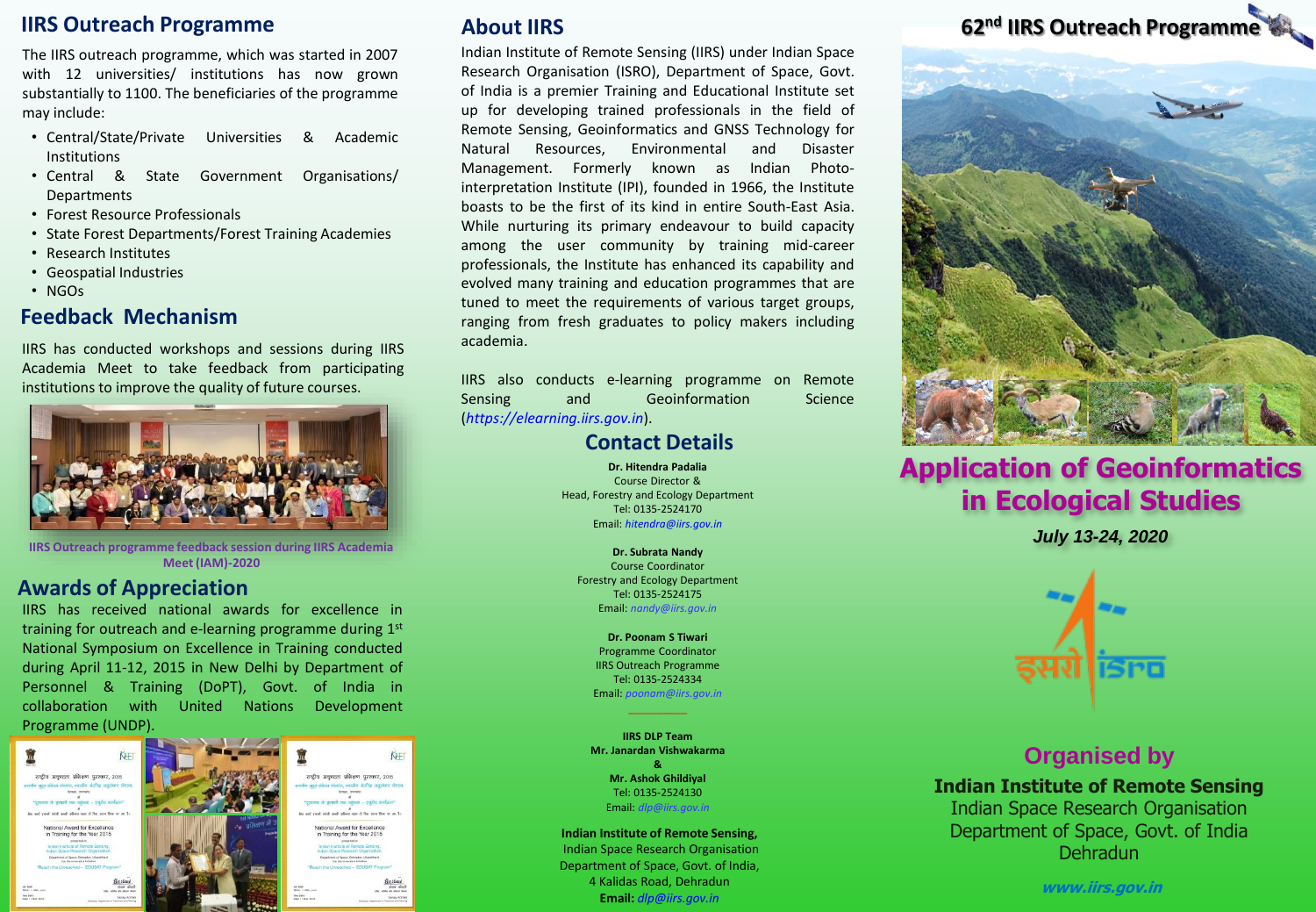## IIRS Outreach Programme

The IIRS outreach programme, which was started in 2007 with 12 universities/ institutions has now grown substantially to 1100. The beneficiaries of the programme may include:

- Central/State/Private Universities & Academic Institutions
- Central & State Government Organisations/ Departments
- Forest Resource Professionals
- State Forest Departments/Forest Training Academies
- Research Institutes
- Geospatial Industries
- NGOs

## Feedback Mechanism

IIRS has conducted workshops and sessions during IIRS Academia Meet to take feedback from participating institutions to improve the quality of future courses.

**IIRS Outreach programme feedback session during IIRS Academia Meet (IAM)-2020**

## Awards of Appreciation

IIRS has received national awards for excellence in training for outreach and e-learning programme during 1st National Symposium on Excellence in Training conducted during April 11-12, 2015 in New Delhi by Department of Personnel & Training (DoPT), Govt. of India in collaboration with United Nations Development Programme (UNDP).

## About IIRS

Indian Institute of Remote Sensing (IIRS) under Indian Space Research Organisation (ISRO), Department of Space, Govt. of India is a premier Training and Educational Institute set up for developing trained professionals in the field of Remote Sensing, Geoinformatics and GNSS Technology for Natural Resources, Environmental and Disaster Management. Formerly known as Indian Photo-interpretation Institute (IPI), founded in 1966, the Institute boasts to be the first of its kind in entire South-East Asia. While nurturing its primary endeavour to build capacity among the user community by training mid-career professionals, the Institute has enhanced its capability and evolved many training and education programmes that are tuned to meet the requirements of various target groups, ranging from fresh graduates to policy makers including academia.

IIRS also conducts e-learning programme on Remote Sensing and Geoinformation Science (*https://elearning.iirs.gov.in*).

## Contact Details

**Dr. Hitendra Padalia**
Course Director &
Head, Forestry and Ecology Department
Tel: 0135-2524170
Email: *hitendra@iirs.gov.in*

**Dr. Subrata Nandy**
Course Coordinator
Forestry and Ecology Department
Tel: 0135-2524175
Email: *nandy@iirs.gov.in*

**Dr. Poonam S Tiwari**
Programme Coordinator
IIRS Outreach Programme
Tel: 0135-2524334
Email: *poonam@iirs.gov.in*

**IIRS DLP Team**
**Mr. Janardan Vishwakarma**
**&**
**Mr. Ashok Ghildiyal**
Tel: 0135-2524130
Email: *dlp@iirs.gov.in*

**Indian Institute of Remote Sensing,**
Indian Space Research Organisation
Department of Space, Govt. of India,
4 Kalidas Road, Dehradun
**Email:** *dlp@iirs.gov.in*

## 62nd IIRS Outreach Programme

# Application of Geoinformatics in Ecological Studies

***July 13-24, 2020***

## Organised by

**Indian Institute of Remote Sensing**
Indian Space Research Organisation
Department of Space, Govt. of India
Dehradun

***www.iirs.gov.in***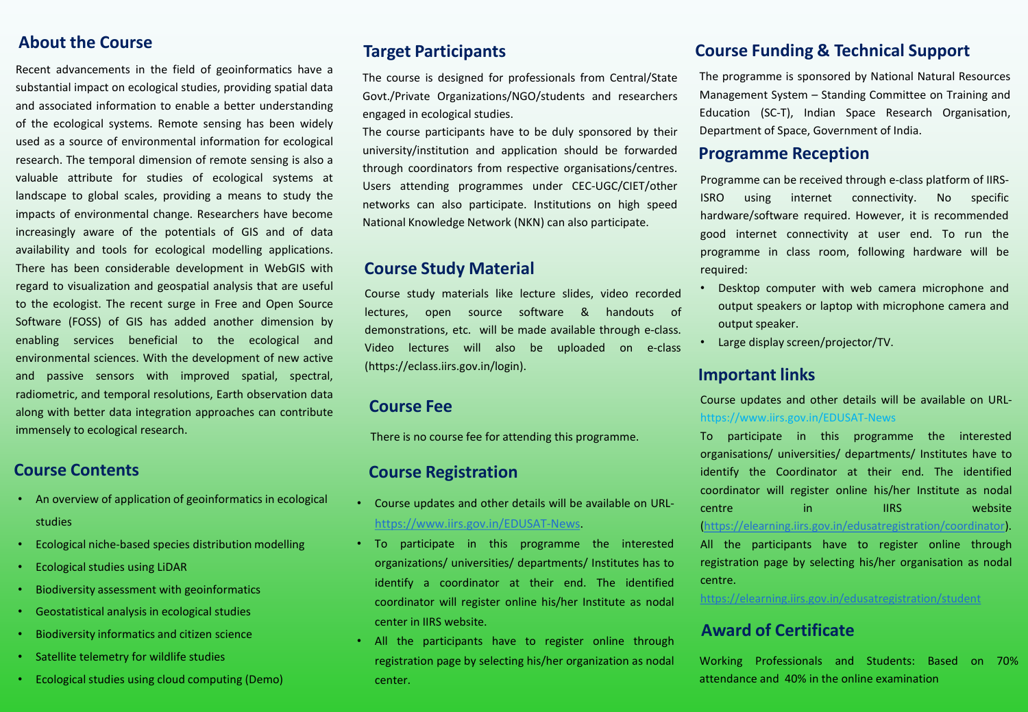## About the Course

Recent advancements in the field of geoinformatics have a substantial impact on ecological studies, providing spatial data and associated information to enable a better understanding of the ecological systems. Remote sensing has been widely used as a source of environmental information for ecological research. The temporal dimension of remote sensing is also a valuable attribute for studies of ecological systems at landscape to global scales, providing a means to study the impacts of environmental change. Researchers have become increasingly aware of the potentials of GIS and of data availability and tools for ecological modelling applications. There has been considerable development in WebGIS with regard to visualization and geospatial analysis that are useful to the ecologist. The recent surge in Free and Open Source Software (FOSS) of GIS has added another dimension by enabling services beneficial to the ecological and environmental sciences. With the development of new active and passive sensors with improved spatial, spectral, radiometric, and temporal resolutions, Earth observation data along with better data integration approaches can contribute immensely to ecological research.

## Course Contents

- An overview of application of geoinformatics in ecological studies
- Ecological niche-based species distribution modelling
- Ecological studies using LiDAR
- Biodiversity assessment with geoinformatics
- Geostatistical analysis in ecological studies
- Biodiversity informatics and citizen science
- Satellite telemetry for wildlife studies
- Ecological studies using cloud computing (Demo)

## Target Participants

The course is designed for professionals from Central/State Govt./Private Organizations/NGO/students and researchers engaged in ecological studies.

The course participants have to be duly sponsored by their university/institution and application should be forwarded through coordinators from respective organisations/centres. Users attending programmes under CEC-UGC/CIET/other networks can also participate. Institutions on high speed National Knowledge Network (NKN) can also participate.

## Course Study Material

Course study materials like lecture slides, video recorded lectures, open source software & handouts of demonstrations, etc. will be made available through e-class. Video lectures will also be uploaded on e-class (https://eclass.iirs.gov.in/login).

## Course Fee

There is no course fee for attending this programme.

## Course Registration

- Course updates and other details will be available on URL- https://www.iirs.gov.in/EDUSAT-News.
- To participate in this programme the interested organizations/ universities/ departments/ Institutes has to identify a coordinator at their end. The identified coordinator will register online his/her Institute as nodal center in IIRS website.
- All the participants have to register online through registration page by selecting his/her organization as nodal center.

## Course Funding & Technical Support

The programme is sponsored by National Natural Resources Management System – Standing Committee on Training and Education (SC-T), Indian Space Research Organisation, Department of Space, Government of India.

## Programme Reception

Programme can be received through e-class platform of IIRS-ISRO using internet connectivity. No specific hardware/software required. However, it is recommended good internet connectivity at user end. To run the programme in class room, following hardware will be required:

- Desktop computer with web camera microphone and output speakers or laptop with microphone camera and output speaker.
- Large display screen/projector/TV.

## Important links

Course updates and other details will be available on URL- https://www.iirs.gov.in/EDUSAT-News

To participate in this programme the interested organisations/ universities/ departments/ Institutes have to identify the Coordinator at their end. The identified coordinator will register online his/her Institute as nodal centre in IIRS website (https://elearning.iirs.gov.in/edusatregistration/coordinator). All the participants have to register online through registration page by selecting his/her organisation as nodal centre.

https://elearning.iirs.gov.in/edusatregistration/student

## Award of Certificate

Working Professionals and Students: Based on 70% attendance and 40% in the online examination